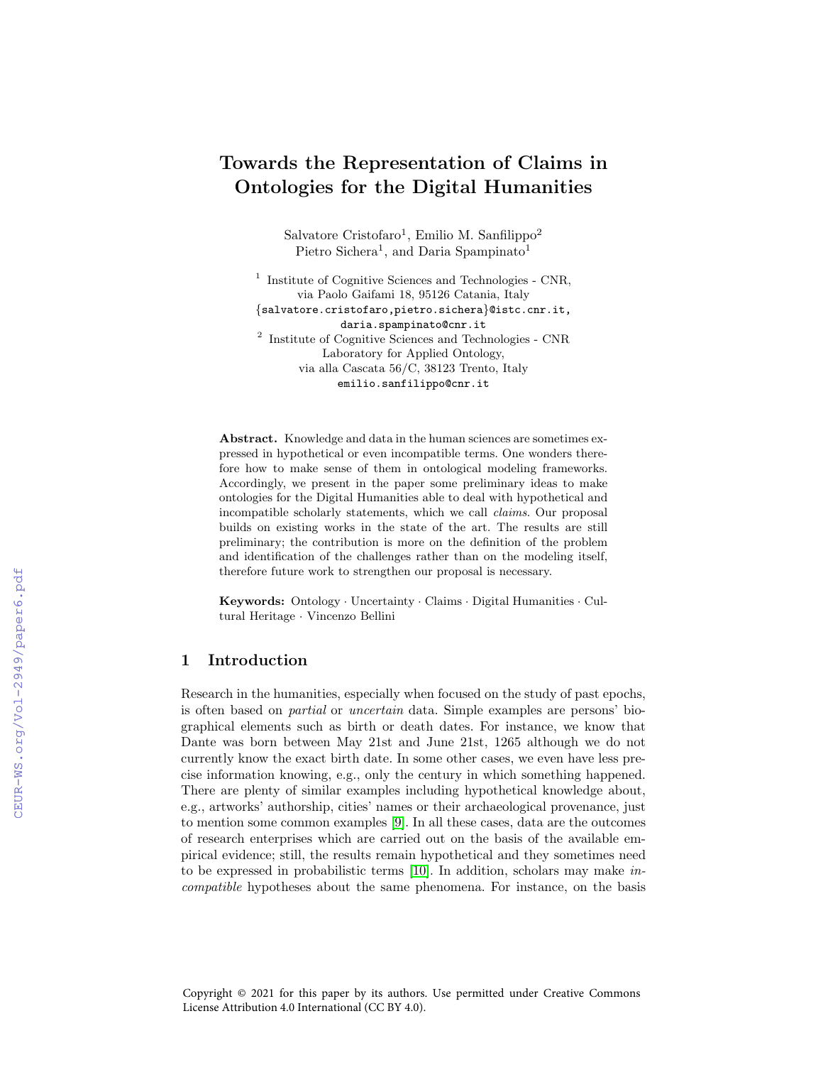# Towards the Representation of Claims in Ontologies for the Digital Humanities

Salvatore Cristofaro[1], Emilio M. Sanfilippo[2]
Pietro Sichera[1], and Daria Spampinato[1]

[1] Institute of Cognitive Sciences and Technologies - CNR,
via Paolo Gaifami 18, 95126 Catania, Italy
{salvatore.cristofaro,pietro.sichera}@istc.cnr.it,
daria.spampinato@cnr.it

[2] Institute of Cognitive Sciences and Technologies - CNR
Laboratory for Applied Ontology,
via alla Cascata 56/C, 38123 Trento, Italy
emilio.sanfilippo@cnr.it

**Abstract.** Knowledge and data in the human sciences are sometimes expressed in hypothetical or even incompatible terms. One wonders therefore how to make sense of them in ontological modeling frameworks. Accordingly, we present in the paper some preliminary ideas to make ontologies for the Digital Humanities able to deal with hypothetical and incompatible scholarly statements, which we call *claims*. Our proposal builds on existing works in the state of the art. The results are still preliminary; the contribution is more on the definition of the problem and identification of the challenges rather than on the modeling itself, therefore future work to strengthen our proposal is necessary.

**Keywords:** Ontology · Uncertainty · Claims · Digital Humanities · Cultural Heritage · Vincenzo Bellini

## 1 Introduction

Research in the humanities, especially when focused on the study of past epochs, is often based on *partial* or *uncertain* data. Simple examples are persons' biographical elements such as birth or death dates. For instance, we know that Dante was born between May 21st and June 21st, 1265 although we do not currently know the exact birth date. In some other cases, we even have less precise information knowing, e.g., only the century in which something happened. There are plenty of similar examples including hypothetical knowledge about, e.g., artworks' authorship, cities' names or their archaeological provenance, just to mention some common examples [9]. In all these cases, data are the outcomes of research enterprises which are carried out on the basis of the available empirical evidence; still, the results remain hypothetical and they sometimes need to be expressed in probabilistic terms [10]. In addition, scholars may make *incompatible* hypotheses about the same phenomena. For instance, on the basis

Copyright © 2021 for this paper by its authors. Use permitted under Creative Commons License Attribution 4.0 International (CC BY 4.0).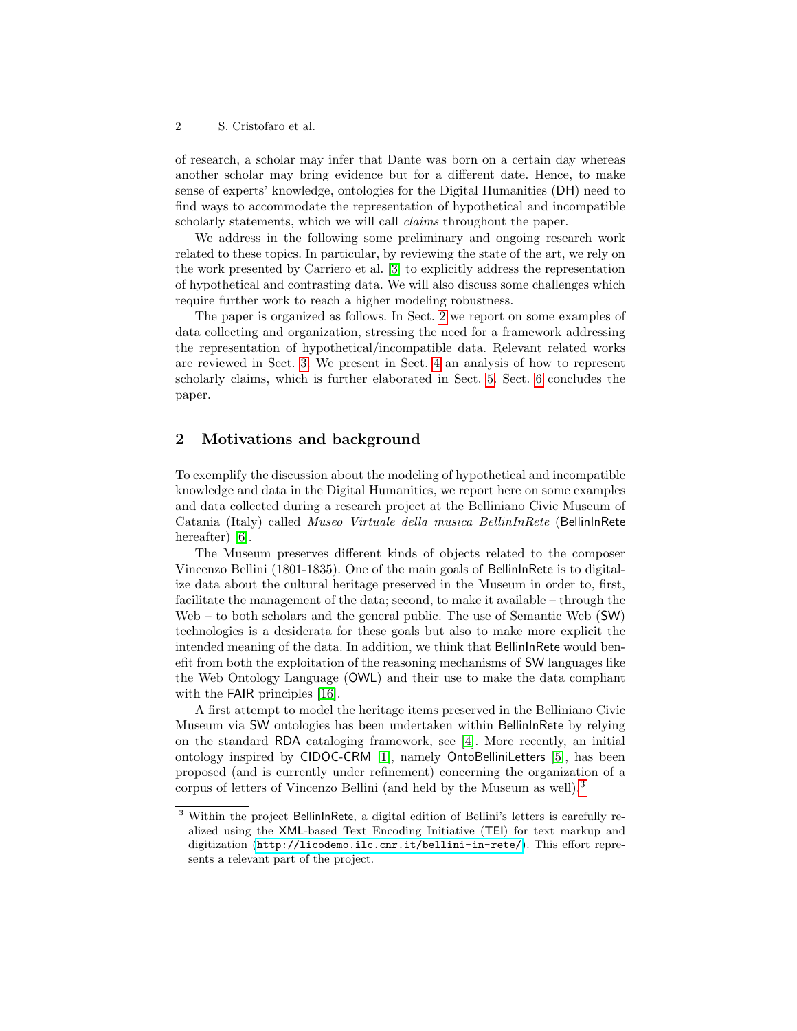of research, a scholar may infer that Dante was born on a certain day whereas another scholar may bring evidence but for a different date. Hence, to make sense of experts' knowledge, ontologies for the Digital Humanities (DH) need to find ways to accommodate the representation of hypothetical and incompatible scholarly statements, which we will call *claims* throughout the paper.

We address in the following some preliminary and ongoing research work related to these topics. In particular, by reviewing the state of the art, we rely on the work presented by Carriero et al. [3] to explicitly address the representation of hypothetical and contrasting data. We will also discuss some challenges which require further work to reach a higher modeling robustness.

The paper is organized as follows. In Sect. 2 we report on some examples of data collecting and organization, stressing the need for a framework addressing the representation of hypothetical/incompatible data. Relevant related works are reviewed in Sect. 3. We present in Sect. 4 an analysis of how to represent scholarly claims, which is further elaborated in Sect. 5. Sect. 6 concludes the paper.

## 2 Motivations and background

To exemplify the discussion about the modeling of hypothetical and incompatible knowledge and data in the Digital Humanities, we report here on some examples and data collected during a research project at the Belliniano Civic Museum of Catania (Italy) called *Museo Virtuale della musica BellinInRete* (BellinInRete hereafter) [6].

The Museum preserves different kinds of objects related to the composer Vincenzo Bellini (1801-1835). One of the main goals of BellinInRete is to digitalize data about the cultural heritage preserved in the Museum in order to, first, facilitate the management of the data; second, to make it available – through the Web – to both scholars and the general public. The use of Semantic Web (SW) technologies is a desiderata for these goals but also to make more explicit the intended meaning of the data. In addition, we think that BellinInRete would benefit from both the exploitation of the reasoning mechanisms of SW languages like the Web Ontology Language (OWL) and their use to make the data compliant with the FAIR principles [16].

A first attempt to model the heritage items preserved in the Belliniano Civic Museum via SW ontologies has been undertaken within BellinInRete by relying on the standard RDA cataloging framework, see [4]. More recently, an initial ontology inspired by CIDOC-CRM [1], namely OntoBelliniLetters [5], has been proposed (and is currently under refinement) concerning the organization of a corpus of letters of Vincenzo Bellini (and held by the Museum as well).[3]

[3] Within the project BellinInRete, a digital edition of Bellini's letters is carefully realized using the XML-based Text Encoding Initiative (TEI) for text markup and digitization (http://licodemo.ilc.cnr.it/bellini-in-rete/). This effort represents a relevant part of the project.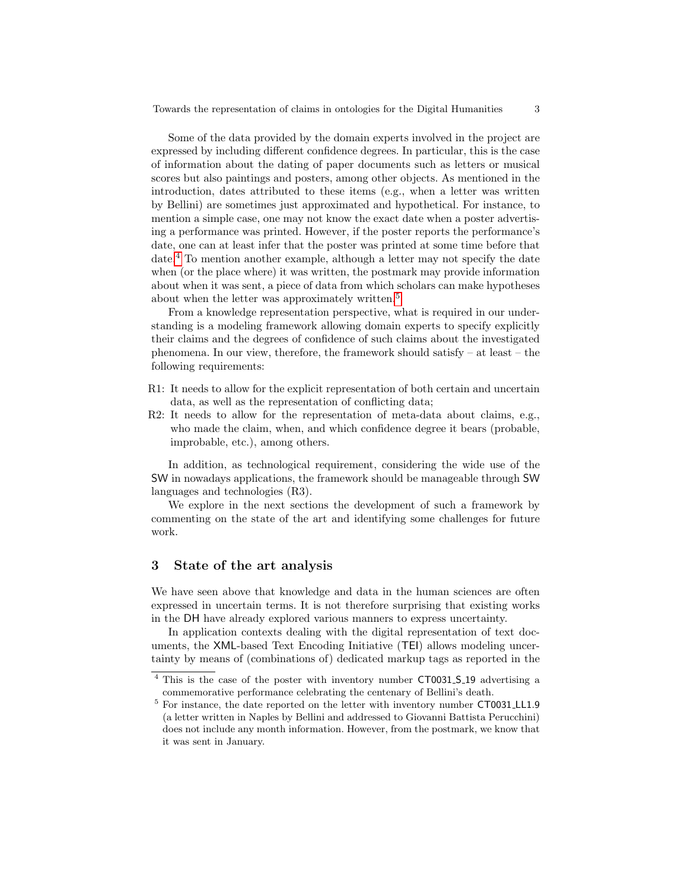Some of the data provided by the domain experts involved in the project are expressed by including different confidence degrees. In particular, this is the case of information about the dating of paper documents such as letters or musical scores but also paintings and posters, among other objects. As mentioned in the introduction, dates attributed to these items (e.g., when a letter was written by Bellini) are sometimes just approximated and hypothetical. For instance, to mention a simple case, one may not know the exact date when a poster advertising a performance was printed. However, if the poster reports the performance's date, one can at least infer that the poster was printed at some time before that date.[4] To mention another example, although a letter may not specify the date when (or the place where) it was written, the postmark may provide information about when it was sent, a piece of data from which scholars can make hypotheses about when the letter was approximately written.[5]

From a knowledge representation perspective, what is required in our understanding is a modeling framework allowing domain experts to specify explicitly their claims and the degrees of confidence of such claims about the investigated phenomena. In our view, therefore, the framework should satisfy – at least – the following requirements:

- R1: It needs to allow for the explicit representation of both certain and uncertain data, as well as the representation of conflicting data;
- R2: It needs to allow for the representation of meta-data about claims, e.g., who made the claim, when, and which confidence degree it bears (probable, improbable, etc.), among others.

In addition, as technological requirement, considering the wide use of the SW in nowadays applications, the framework should be manageable through SW languages and technologies (R3).

We explore in the next sections the development of such a framework by commenting on the state of the art and identifying some challenges for future work.

## 3 State of the art analysis

We have seen above that knowledge and data in the human sciences are often expressed in uncertain terms. It is not therefore surprising that existing works in the DH have already explored various manners to express uncertainty.

In application contexts dealing with the digital representation of text documents, the XML-based Text Encoding Initiative (TEI) allows modeling uncertainty by means of (combinations of) dedicated markup tags as reported in the

---

[4] This is the case of the poster with inventory number CT0031_S_19 advertising a commemorative performance celebrating the centenary of Bellini's death.

[5] For instance, the date reported on the letter with inventory number CT0031_LL1.9 (a letter written in Naples by Bellini and addressed to Giovanni Battista Perucchini) does not include any month information. However, from the postmark, we know that it was sent in January.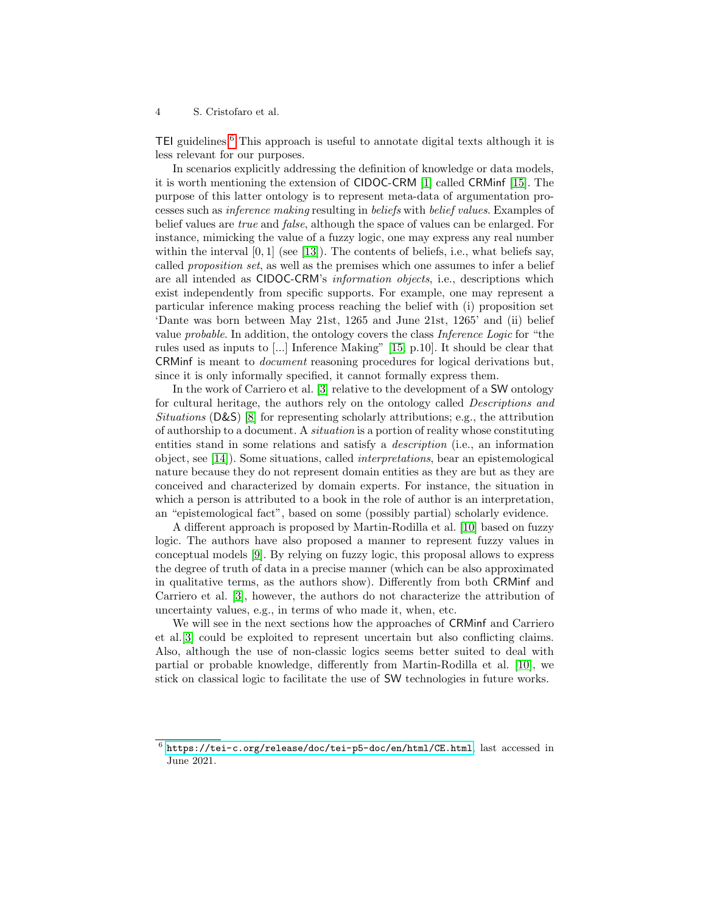TEI guidelines.[6] This approach is useful to annotate digital texts although it is less relevant for our purposes.

In scenarios explicitly addressing the definition of knowledge or data models, it is worth mentioning the extension of CIDOC-CRM [1] called CRMinf [15]. The purpose of this latter ontology is to represent meta-data of argumentation processes such as *inference making* resulting in *beliefs* with *belief values*. Examples of belief values are *true* and *false*, although the space of values can be enlarged. For instance, mimicking the value of a fuzzy logic, one may express any real number within the interval $[0, 1]$ (see [13]). The contents of beliefs, i.e., what beliefs say, called *proposition set*, as well as the premises which one assumes to infer a belief are all intended as CIDOC-CRM's *information objects*, i.e., descriptions which exist independently from specific supports. For example, one may represent a particular inference making process reaching the belief with (i) proposition set 'Dante was born between May 21st, 1265 and June 21st, 1265' and (ii) belief value *probable*. In addition, the ontology covers the class *Inference Logic* for "the rules used as inputs to [...] Inference Making" [15, p.10]. It should be clear that CRMinf is meant to *document* reasoning procedures for logical derivations but, since it is only informally specified, it cannot formally express them.

In the work of Carriero et al. [3] relative to the development of a SW ontology for cultural heritage, the authors rely on the ontology called *Descriptions and Situations* (D&S) [8] for representing scholarly attributions; e.g., the attribution of authorship to a document. A *situation* is a portion of reality whose constituting entities stand in some relations and satisfy a *description* (i.e., an information object, see [14]). Some situations, called *interpretations*, bear an epistemological nature because they do not represent domain entities as they are but as they are conceived and characterized by domain experts. For instance, the situation in which a person is attributed to a book in the role of author is an interpretation, an "epistemological fact", based on some (possibly partial) scholarly evidence.

A different approach is proposed by Martin-Rodilla et al. [10] based on fuzzy logic. The authors have also proposed a manner to represent fuzzy values in conceptual models [9]. By relying on fuzzy logic, this proposal allows to express the degree of truth of data in a precise manner (which can be also approximated in qualitative terms, as the authors show). Differently from both CRMinf and Carriero et al. [3], however, the authors do not characterize the attribution of uncertainty values, e.g., in terms of who made it, when, etc.

We will see in the next sections how the approaches of CRMinf and Carriero et al. [3] could be exploited to represent uncertain but also conflicting claims. Also, although the use of non-classic logics seems better suited to deal with partial or probable knowledge, differently from Martin-Rodilla et al. [10], we stick on classical logic to facilitate the use of SW technologies in future works.

[6] https://tei-c.org/release/doc/tei-p5-doc/en/html/CE.html, last accessed in June 2021.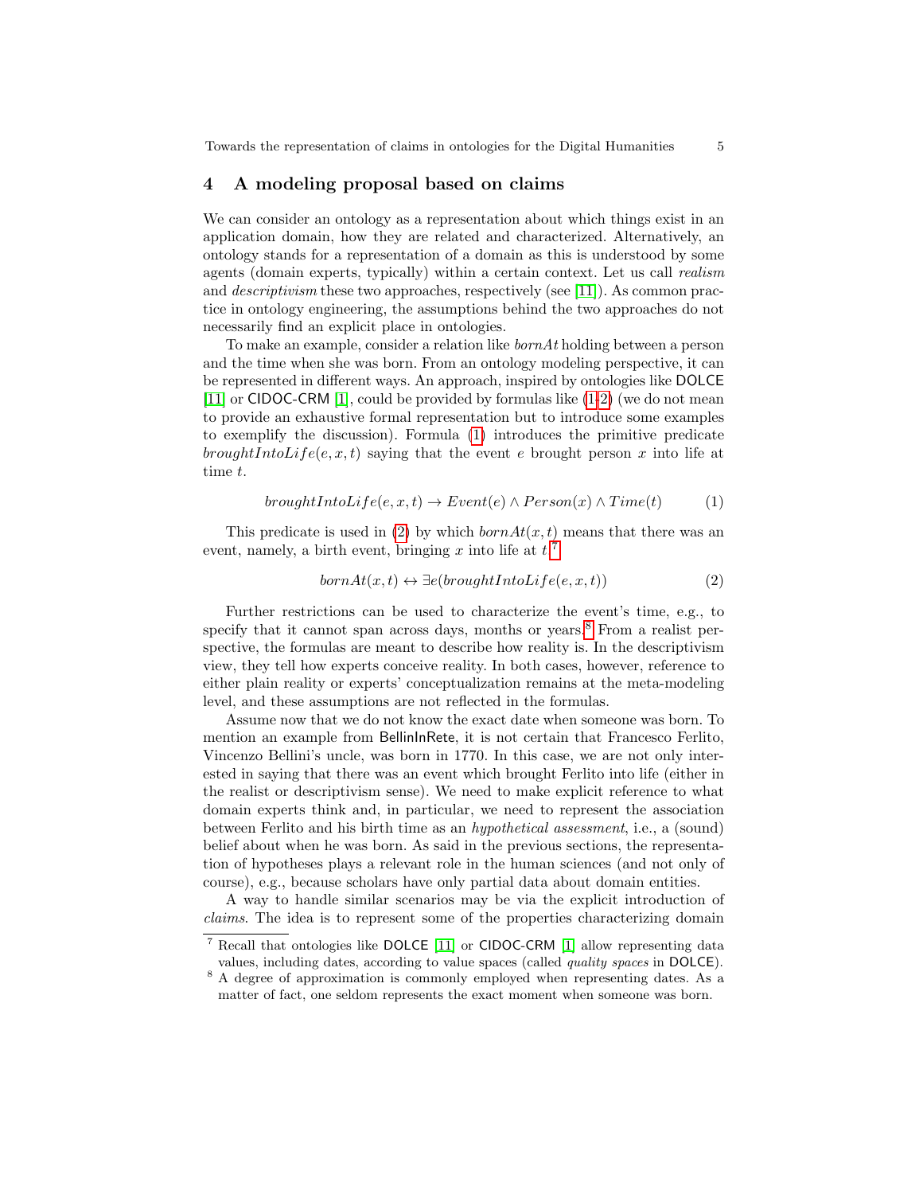## 4 A modeling proposal based on claims

We can consider an ontology as a representation about which things exist in an application domain, how they are related and characterized. Alternatively, an ontology stands for a representation of a domain as this is understood by some agents (domain experts, typically) within a certain context. Let us call *realism* and *descriptivism* these two approaches, respectively (see [11]). As common practice in ontology engineering, the assumptions behind the two approaches do not necessarily find an explicit place in ontologies.

To make an example, consider a relation like *bornAt* holding between a person and the time when she was born. From an ontology modeling perspective, it can be represented in different ways. An approach, inspired by ontologies like DOLCE [11] or CIDOC-CRM [1], could be provided by formulas like (1-2) (we do not mean to provide an exhaustive formal representation but to introduce some examples to exemplify the discussion). Formula (1) introduces the primitive predicate $broughtIntoLife(e, x, t)$ saying that the event $e$ brought person $x$ into life at time $t$.

$$broughtIntoLife(e, x, t) \rightarrow Event(e) \wedge Person(x) \wedge Time(t) \tag{1}$$

This predicate is used in (2) by which $bornAt(x, t)$ means that there was an event, namely, a birth event, bringing $x$ into life at $t$.[7]

$$bornAt(x, t) \leftrightarrow \exists e(broughtIntoLife(e, x, t)) \tag{2}$$

Further restrictions can be used to characterize the event's time, e.g., to specify that it cannot span across days, months or years.[8] From a realist perspective, the formulas are meant to describe how reality is. In the descriptivism view, they tell how experts conceive reality. In both cases, however, reference to either plain reality or experts' conceptualization remains at the meta-modeling level, and these assumptions are not reflected in the formulas.

Assume now that we do not know the exact date when someone was born. To mention an example from BellinInRete, it is not certain that Francesco Ferlito, Vincenzo Bellini's uncle, was born in 1770. In this case, we are not only interested in saying that there was an event which brought Ferlito into life (either in the realist or descriptivism sense). We need to make explicit reference to what domain experts think and, in particular, we need to represent the association between Ferlito and his birth time as an *hypothetical assessment*, i.e., a (sound) belief about when he was born. As said in the previous sections, the representation of hypotheses plays a relevant role in the human sciences (and not only of course), e.g., because scholars have only partial data about domain entities.

A way to handle similar scenarios may be via the explicit introduction of *claims*. The idea is to represent some of the properties characterizing domain

[7] Recall that ontologies like DOLCE [11] or CIDOC-CRM [1] allow representing data values, including dates, according to value spaces (called *quality spaces* in DOLCE).

[8] A degree of approximation is commonly employed when representing dates. As a matter of fact, one seldom represents the exact moment when someone was born.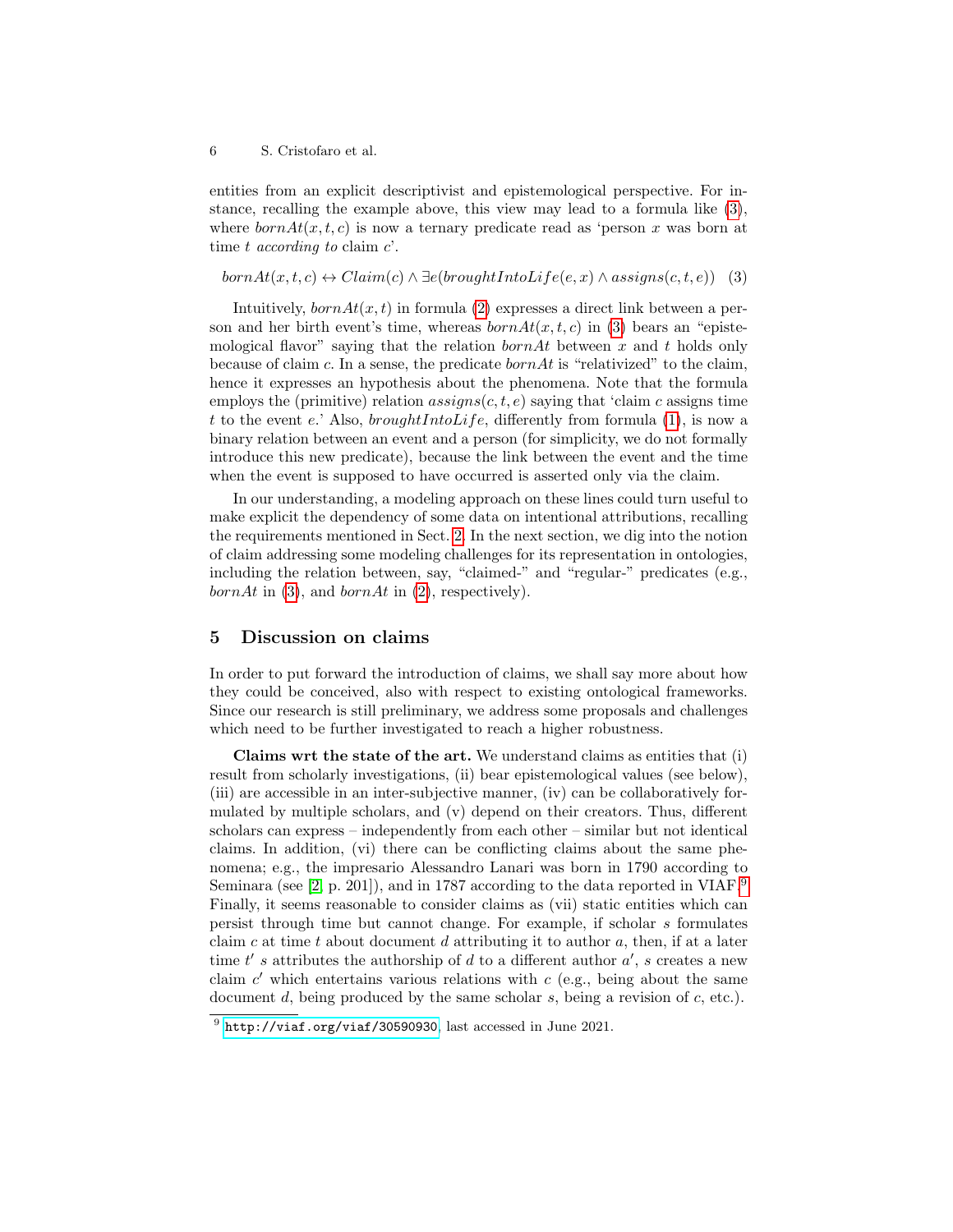entities from an explicit descriptivist and epistemological perspective. For instance, recalling the example above, this view may lead to a formula like (3), where $bornAt(x, t, c)$ is now a ternary predicate read as 'person $x$ was born at time $t$ *according to* claim $c$'.

$$bornAt(x, t, c) \leftrightarrow Claim(c) \land \exists e(broughtIntoLife(e, x) \land assigns(c, t, e)) \quad (3)$$

Intuitively, $bornAt(x, t)$ in formula (2) expresses a direct link between a person and her birth event's time, whereas $bornAt(x, t, c)$ in (3) bears an "epistemological flavor" saying that the relation $bornAt$ between $x$ and $t$ holds only because of claim $c$. In a sense, the predicate $bornAt$ is "relativized" to the claim, hence it expresses an hypothesis about the phenomena. Note that the formula employs the (primitive) relation $assigns(c, t, e)$ saying that 'claim $c$ assigns time $t$ to the event $e$.' Also, $broughtIntoLife$, differently from formula (1), is now a binary relation between an event and a person (for simplicity, we do not formally introduce this new predicate), because the link between the event and the time when the event is supposed to have occurred is asserted only via the claim.

In our understanding, a modeling approach on these lines could turn useful to make explicit the dependency of some data on intentional attributions, recalling the requirements mentioned in Sect. 2. In the next section, we dig into the notion of claim addressing some modeling challenges for its representation in ontologies, including the relation between, say, "claimed-" and "regular-" predicates (e.g., $bornAt$ in (3), and $bornAt$ in (2), respectively).

## 5 Discussion on claims

In order to put forward the introduction of claims, we shall say more about how they could be conceived, also with respect to existing ontological frameworks. Since our research is still preliminary, we address some proposals and challenges which need to be further investigated to reach a higher robustness.

**Claims wrt the state of the art.** We understand claims as entities that (i) result from scholarly investigations, (ii) bear epistemological values (see below), (iii) are accessible in an inter-subjective manner, (iv) can be collaboratively formulated by multiple scholars, and (v) depend on their creators. Thus, different scholars can express – independently from each other – similar but not identical claims. In addition, (vi) there can be conflicting claims about the same phenomena; e.g., the impresario Alessandro Lanari was born in 1790 according to Seminara (see [2, p. 201]), and in 1787 according to the data reported in VIAF.[9] Finally, it seems reasonable to consider claims as (vii) static entities which can persist through time but cannot change. For example, if scholar $s$ formulates claim $c$ at time $t$ about document $d$ attributing it to author $a$, then, if at a later time $t'$ $s$ attributes the authorship of $d$ to a different author $a'$, $s$ creates a new claim $c'$ which entertains various relations with $c$ (e.g., being about the same document $d$, being produced by the same scholar $s$, being a revision of $c$, etc.).

[9] http://viaf.org/viaf/30590930, last accessed in June 2021.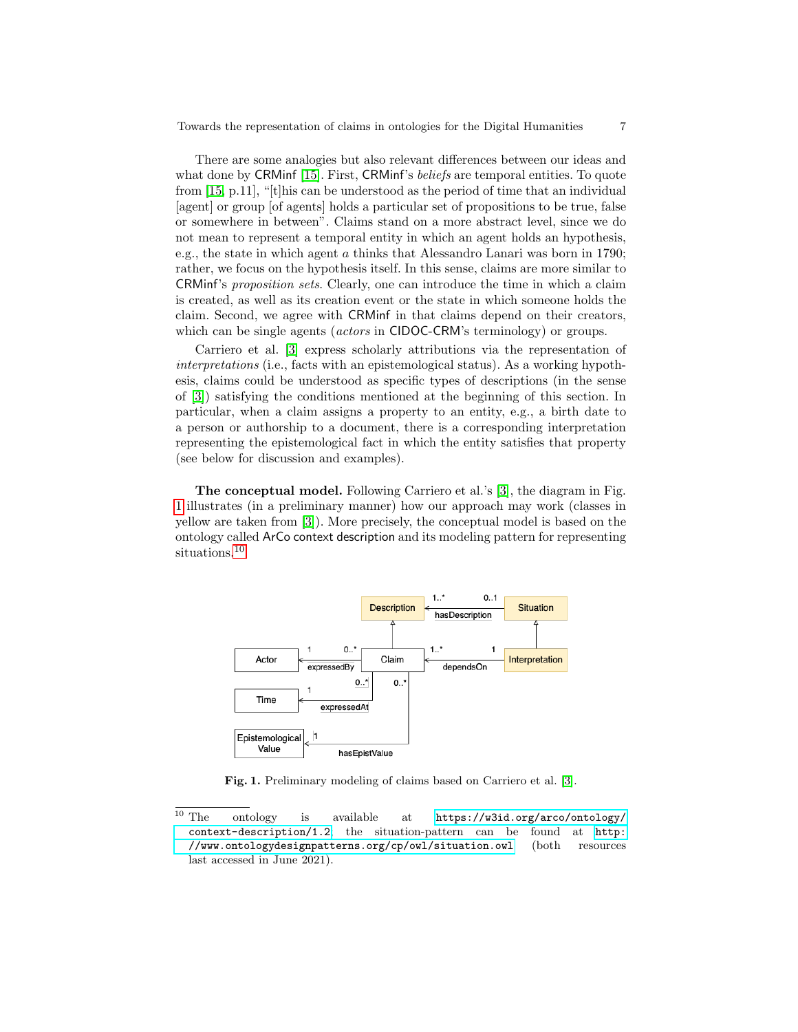There are some analogies but also relevant differences between our ideas and what done by CRMinf [15]. First, CRMinf's *beliefs* are temporal entities. To quote from [15, p.11], "[t]his can be understood as the period of time that an individual [agent] or group [of agents] holds a particular set of propositions to be true, false or somewhere in between". Claims stand on a more abstract level, since we do not mean to represent a temporal entity in which an agent holds an hypothesis, e.g., the state in which agent $a$ thinks that Alessandro Lanari was born in 1790; rather, we focus on the hypothesis itself. In this sense, claims are more similar to CRMinf's *proposition sets*. Clearly, one can introduce the time in which a claim is created, as well as its creation event or the state in which someone holds the claim. Second, we agree with CRMinf in that claims depend on their creators, which can be single agents (*actors* in CIDOC-CRM's terminology) or groups.

Carriero et al. [3] express scholarly attributions via the representation of *interpretations* (i.e., facts with an epistemological status). As a working hypothesis, claims could be understood as specific types of descriptions (in the sense of [3]) satisfying the conditions mentioned at the beginning of this section. In particular, when a claim assigns a property to an entity, e.g., a birth date to a person or authorship to a document, there is a corresponding interpretation representing the epistemological fact in which the entity satisfies that property (see below for discussion and examples).

**The conceptual model.** Following Carriero et al.'s [3], the diagram in Fig. 1 illustrates (in a preliminary manner) how our approach may work (classes in yellow are taken from [3]). More precisely, the conceptual model is based on the ontology called ArCo context description and its modeling pattern for representing situations.[10]

**Fig. 1.** Preliminary modeling of claims based on Carriero et al. [3].

[10] The ontology is available at https://w3id.org/arco/ontology/context-description/1.2, the situation-pattern can be found at http://www.ontologydesignpatterns.org/cp/owl/situation.owl (both resources last accessed in June 2021).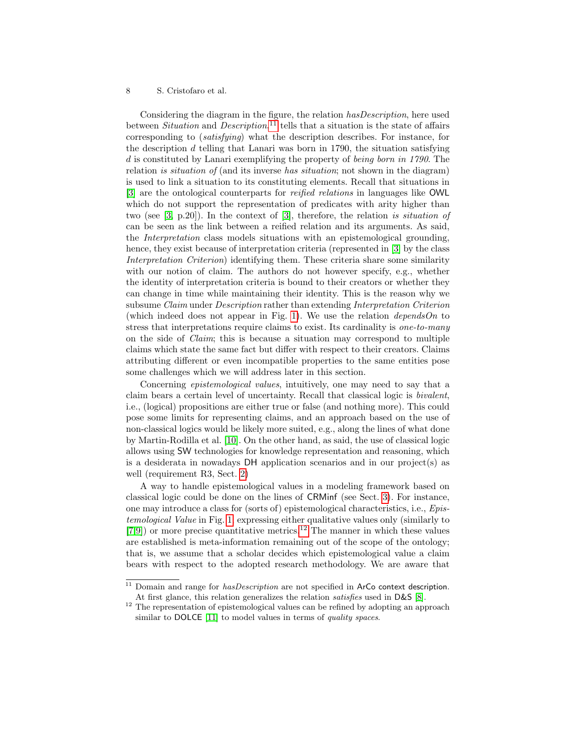Considering the diagram in the figure, the relation *hasDescription*, here used between *Situation* and *Description*,[11] tells that a situation is the state of affairs corresponding to (*satisfying*) what the description describes. For instance, for the description $d$ telling that Lanari was born in 1790, the situation satisfying $d$ is constituted by Lanari exemplifying the property of *being born in 1790*. The relation *is situation of* (and its inverse *has situation*; not shown in the diagram) is used to link a situation to its constituting elements. Recall that situations in [3] are the ontological counterparts for *reified relations* in languages like OWL which do not support the representation of predicates with arity higher than two (see [3, p.20]). In the context of [3], therefore, the relation *is situation of* can be seen as the link between a reified relation and its arguments. As said, the *Interpretation* class models situations with an epistemological grounding, hence, they exist because of interpretation criteria (represented in [3] by the class *Interpretation Criterion*) identifying them. These criteria share some similarity with our notion of claim. The authors do not however specify, e.g., whether the identity of interpretation criteria is bound to their creators or whether they can change in time while maintaining their identity. This is the reason why we subsume *Claim* under *Description* rather than extending *Interpretation Criterion* (which indeed does not appear in Fig. 1). We use the relation *dependsOn* to stress that interpretations require claims to exist. Its cardinality is *one-to-many* on the side of *Claim*; this is because a situation may correspond to multiple claims which state the same fact but differ with respect to their creators. Claims attributing different or even incompatible properties to the same entities pose some challenges which we will address later in this section.

Concerning *epistemological values*, intuitively, one may need to say that a claim bears a certain level of uncertainty. Recall that classical logic is *bivalent*, i.e., (logical) propositions are either true or false (and nothing more). This could pose some limits for representing claims, and an approach based on the use of non-classical logics would be likely more suited, e.g., along the lines of what done by Martin-Rodilla et al. [10]. On the other hand, as said, the use of classical logic allows using SW technologies for knowledge representation and reasoning, which is a desiderata in nowadays DH application scenarios and in our project(s) as well (requirement R3, Sect. 2)

A way to handle epistemological values in a modeling framework based on classical logic could be done on the lines of CRMinf (see Sect. 3). For instance, one may introduce a class for (sorts of) epistemological characteristics, i.e., *Epistemological Value* in Fig. 1, expressing either qualitative values only (similarly to [7,9]) or more precise quantitative metrics.[12] The manner in which these values are established is meta-information remaining out of the scope of the ontology; that is, we assume that a scholar decides which epistemological value a claim bears with respect to the adopted research methodology. We are aware that

[11] Domain and range for *hasDescription* are not specified in ArCo context description. At first glance, this relation generalizes the relation *satisfies* used in D&S [8].

[12] The representation of epistemological values can be refined by adopting an approach similar to DOLCE [11] to model values in terms of *quality spaces*.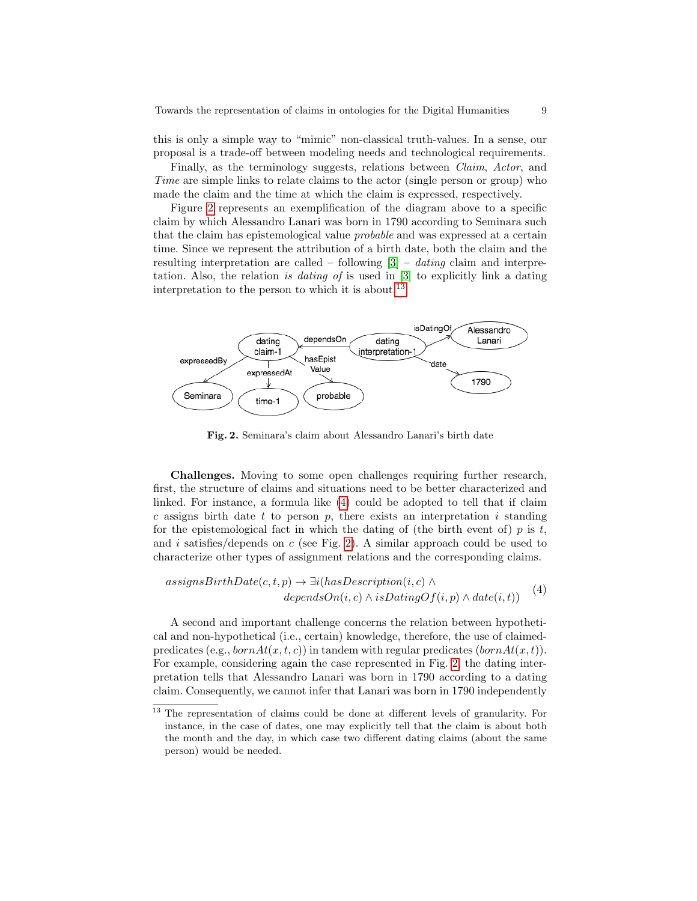this is only a simple way to "mimic" non-classical truth-values. In a sense, our proposal is a trade-off between modeling needs and technological requirements.

Finally, as the terminology suggests, relations between *Claim*, *Actor*, and *Time* are simple links to relate claims to the actor (single person or group) who made the claim and the time at which the claim is expressed, respectively.

Figure 2 represents an exemplification of the diagram above to a specific claim by which Alessandro Lanari was born in 1790 according to Seminara such that the claim has epistemological value *probable* and was expressed at a certain time. Since we represent the attribution of a birth date, both the claim and the resulting interpretation are called – following [3] – *dating* claim and interpretation. Also, the relation *is dating of* is used in [3] to explicitly link a dating interpretation to the person to which it is about.[13]

**Fig. 2.** Seminara's claim about Alessandro Lanari's birth date

**Challenges.** Moving to some open challenges requiring further research, first, the structure of claims and situations need to be better characterized and linked. For instance, a formula like (4) could be adopted to tell that if claim $c$ assigns birth date $t$ to person $p$, there exists an interpretation $i$ standing for the epistemological fact in which the dating of (the birth event of) $p$ is $t$, and $i$ satisfies/depends on $c$ (see Fig. 2). A similar approach could be used to characterize other types of assignment relations and the corresponding claims.

$$assignsBirthDate(c, t, p) \rightarrow \exists i(hasDescription(i, c) \land dependsOn(i, c) \land isDatingOf(i, p) \land date(i, t)) \quad (4)$$

A second and important challenge concerns the relation between hypothetical and non-hypothetical (i.e., certain) knowledge, therefore, the use of claimed-predicates (e.g., $bornAt(x, t, c)$) in tandem with regular predicates ($bornAt(x, t)$). For example, considering again the case represented in Fig. 2, the dating interpretation tells that Alessandro Lanari was born in 1790 according to a dating claim. Consequently, we cannot infer that Lanari was born in 1790 independently

[13] The representation of claims could be done at different levels of granularity. For instance, in the case of dates, one may explicitly tell that the claim is about both the month and the day, in which case two different dating claims (about the same person) would be needed.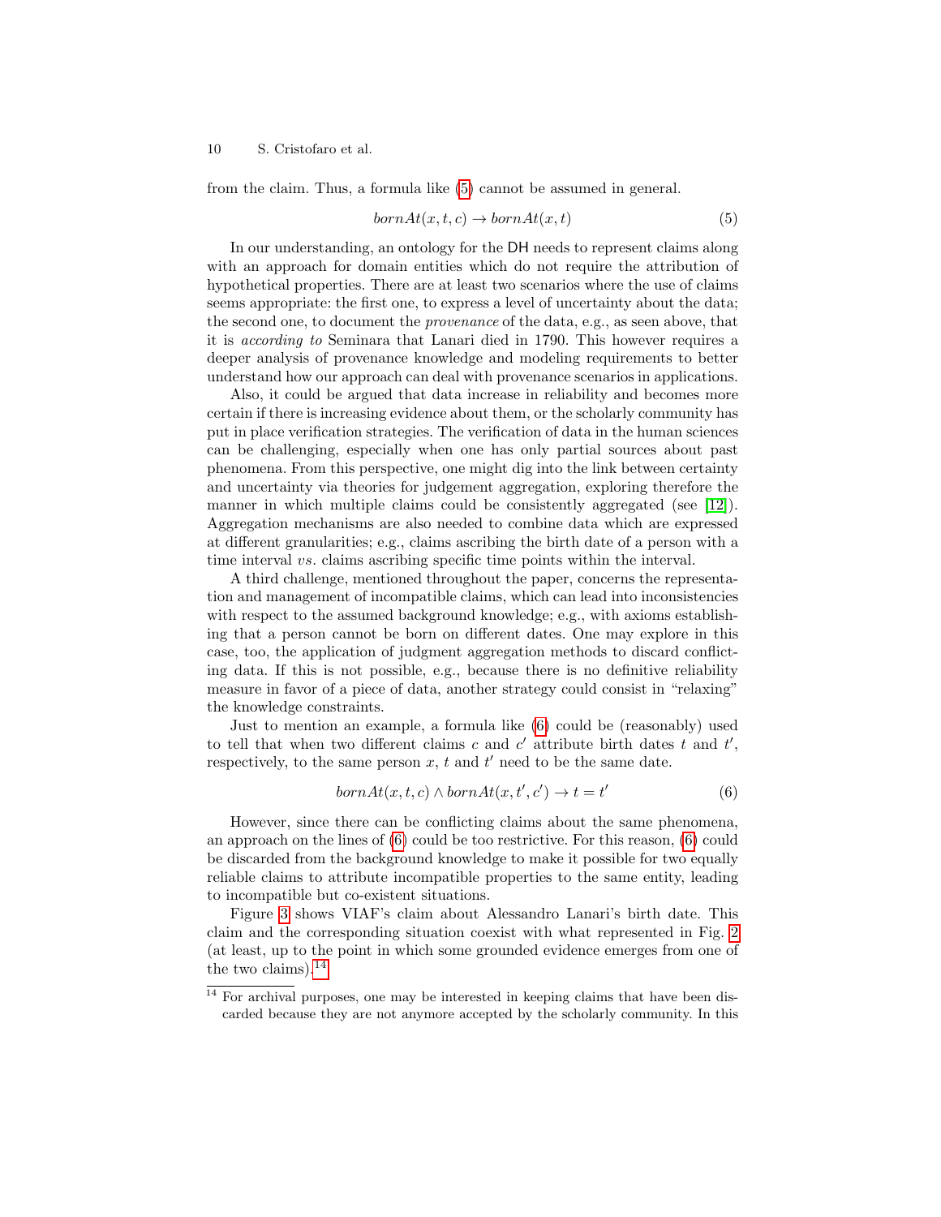from the claim. Thus, a formula like (5) cannot be assumed in general.

$$bornAt(x, t, c) \rightarrow bornAt(x, t) \tag{5}$$

In our understanding, an ontology for the DH needs to represent claims along with an approach for domain entities which do not require the attribution of hypothetical properties. There are at least two scenarios where the use of claims seems appropriate: the first one, to express a level of uncertainty about the data; the second one, to document the *provenance* of the data, e.g., as seen above, that it is *according to* Seminara that Lanari died in 1790. This however requires a deeper analysis of provenance knowledge and modeling requirements to better understand how our approach can deal with provenance scenarios in applications.

Also, it could be argued that data increase in reliability and becomes more certain if there is increasing evidence about them, or the scholarly community has put in place verification strategies. The verification of data in the human sciences can be challenging, especially when one has only partial sources about past phenomena. From this perspective, one might dig into the link between certainty and uncertainty via theories for judgement aggregation, exploring therefore the manner in which multiple claims could be consistently aggregated (see [12]). Aggregation mechanisms are also needed to combine data which are expressed at different granularities; e.g., claims ascribing the birth date of a person with a time interval *vs.* claims ascribing specific time points within the interval.

A third challenge, mentioned throughout the paper, concerns the representation and management of incompatible claims, which can lead into inconsistencies with respect to the assumed background knowledge; e.g., with axioms establishing that a person cannot be born on different dates. One may explore in this case, too, the application of judgment aggregation methods to discard conflicting data. If this is not possible, e.g., because there is no definitive reliability measure in favor of a piece of data, another strategy could consist in "relaxing" the knowledge constraints.

Just to mention an example, a formula like (6) could be (reasonably) used to tell that when two different claims $c$ and $c'$ attribute birth dates $t$ and $t'$, respectively, to the same person $x$, $t$ and $t'$ need to be the same date.

$$bornAt(x, t, c) \wedge bornAt(x, t', c') \rightarrow t = t' \tag{6}$$

However, since there can be conflicting claims about the same phenomena, an approach on the lines of (6) could be too restrictive. For this reason, (6) could be discarded from the background knowledge to make it possible for two equally reliable claims to attribute incompatible properties to the same entity, leading to incompatible but co-existent situations.

Figure 3 shows VIAF's claim about Alessandro Lanari's birth date. This claim and the corresponding situation coexist with what represented in Fig. 2 (at least, up to the point in which some grounded evidence emerges from one of the two claims).[14]

[14] For archival purposes, one may be interested in keeping claims that have been discarded because they are not anymore accepted by the scholarly community. In this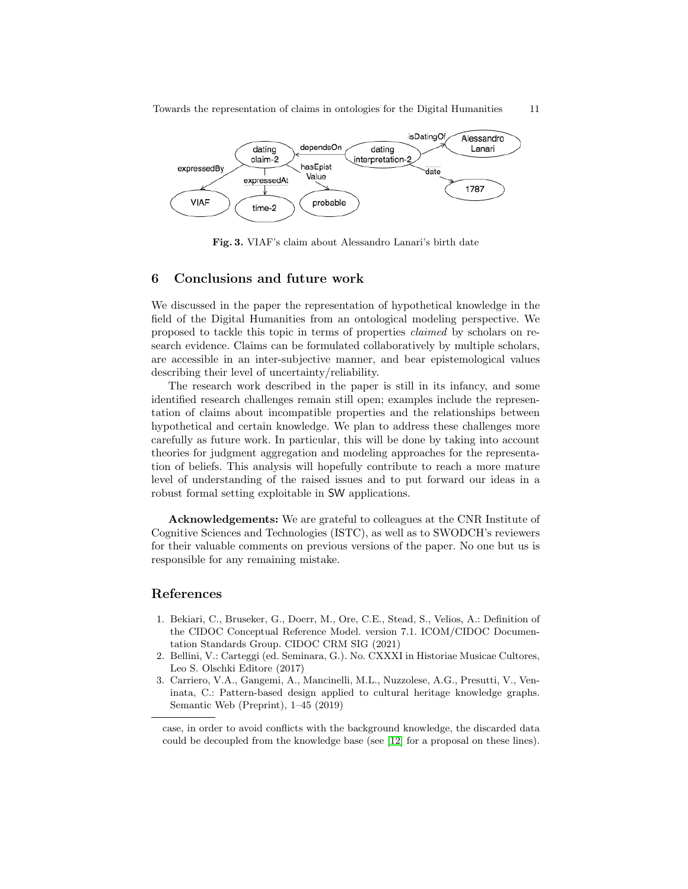Fig. 3. VIAF's claim about Alessandro Lanari's birth date

## 6 Conclusions and future work

We discussed in the paper the representation of hypothetical knowledge in the field of the Digital Humanities from an ontological modeling perspective. We proposed to tackle this topic in terms of properties *claimed* by scholars on research evidence. Claims can be formulated collaboratively by multiple scholars, are accessible in an inter-subjective manner, and bear epistemological values describing their level of uncertainty/reliability.

The research work described in the paper is still in its infancy, and some identified research challenges remain still open; examples include the representation of claims about incompatible properties and the relationships between hypothetical and certain knowledge. We plan to address these challenges more carefully as future work. In particular, this will be done by taking into account theories for judgment aggregation and modeling approaches for the representation of beliefs. This analysis will hopefully contribute to reach a more mature level of understanding of the raised issues and to put forward our ideas in a robust formal setting exploitable in SW applications.

**Acknowledgements:** We are grateful to colleagues at the CNR Institute of Cognitive Sciences and Technologies (ISTC), as well as to SWODCH's reviewers for their valuable comments on previous versions of the paper. No one but us is responsible for any remaining mistake.

## References

1. Bekiari, C., Bruseker, G., Doerr, M., Ore, C.E., Stead, S., Velios, A.: Definition of the CIDOC Conceptual Reference Model. version 7.1. ICOM/CIDOC Documentation Standards Group. CIDOC CRM SIG (2021)
2. Bellini, V.: Carteggi (ed. Seminara, G.). No. CXXXI in Historiae Musicae Cultores, Leo S. Olschki Editore (2017)
3. Carriero, V.A., Gangemi, A., Mancinelli, M.L., Nuzzolese, A.G., Presutti, V., Veninata, C.: Pattern-based design applied to cultural heritage knowledge graphs. Semantic Web (Preprint), 1–45 (2019)

case, in order to avoid conflicts with the background knowledge, the discarded data could be decoupled from the knowledge base (see [12] for a proposal on these lines).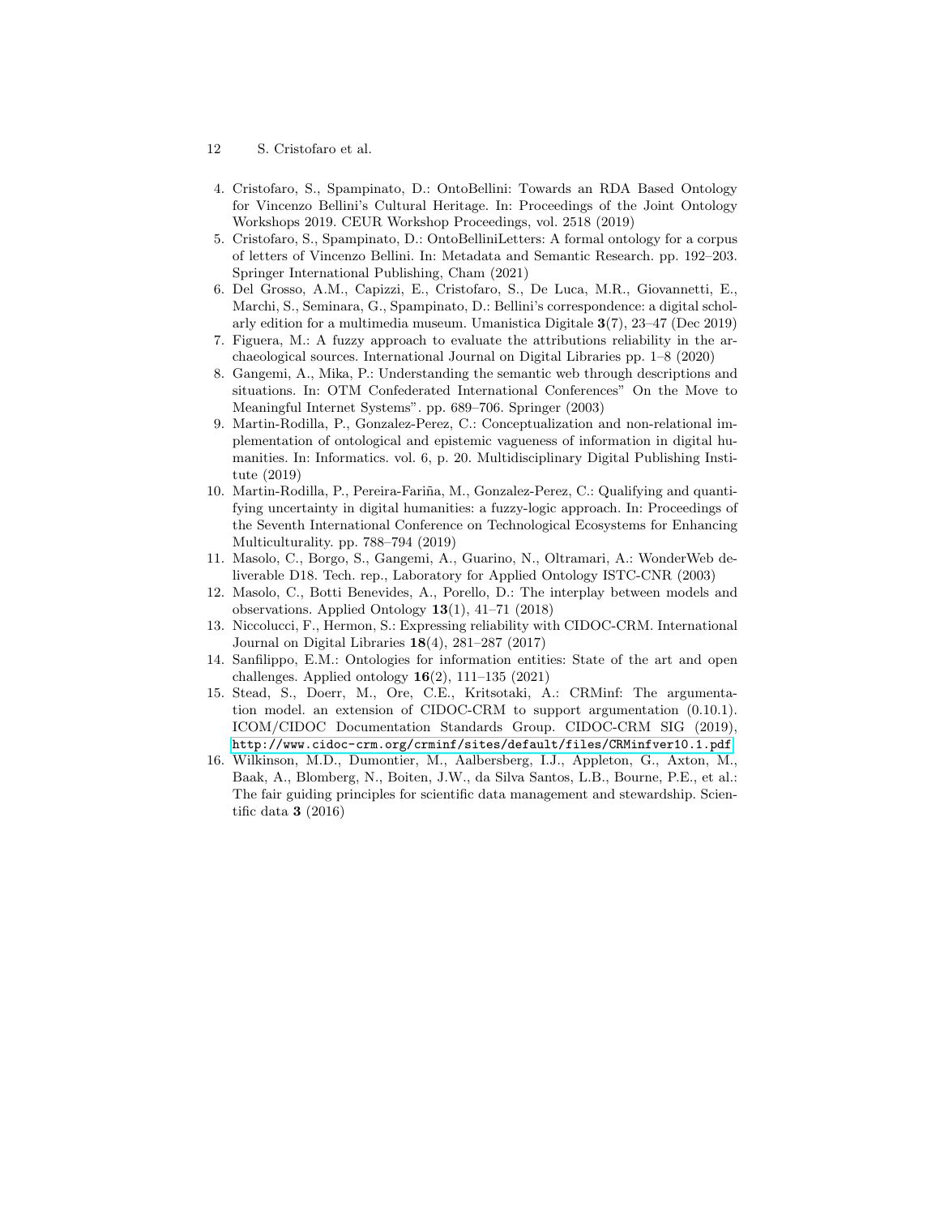4. Cristofaro, S., Spampinato, D.: OntoBellini: Towards an RDA Based Ontology for Vincenzo Bellini's Cultural Heritage. In: Proceedings of the Joint Ontology Workshops 2019. CEUR Workshop Proceedings, vol. 2518 (2019)
5. Cristofaro, S., Spampinato, D.: OntoBelliniLetters: A formal ontology for a corpus of letters of Vincenzo Bellini. In: Metadata and Semantic Research. pp. 192–203. Springer International Publishing, Cham (2021)
6. Del Grosso, A.M., Capizzi, E., Cristofaro, S., De Luca, M.R., Giovannetti, E., Marchi, S., Seminara, G., Spampinato, D.: Bellini's correspondence: a digital scholarly edition for a multimedia museum. Umanistica Digitale **3**(7), 23–47 (Dec 2019)
7. Figuera, M.: A fuzzy approach to evaluate the attributions reliability in the archaeological sources. International Journal on Digital Libraries pp. 1–8 (2020)
8. Gangemi, A., Mika, P.: Understanding the semantic web through descriptions and situations. In: OTM Confederated International Conferences" On the Move to Meaningful Internet Systems". pp. 689–706. Springer (2003)
9. Martin-Rodilla, P., Gonzalez-Perez, C.: Conceptualization and non-relational implementation of ontological and epistemic vagueness of information in digital humanities. In: Informatics. vol. 6, p. 20. Multidisciplinary Digital Publishing Institute (2019)
10. Martin-Rodilla, P., Pereira-Fariña, M., Gonzalez-Perez, C.: Qualifying and quantifying uncertainty in digital humanities: a fuzzy-logic approach. In: Proceedings of the Seventh International Conference on Technological Ecosystems for Enhancing Multiculturality. pp. 788–794 (2019)
11. Masolo, C., Borgo, S., Gangemi, A., Guarino, N., Oltramari, A.: WonderWeb deliverable D18. Tech. rep., Laboratory for Applied Ontology ISTC-CNR (2003)
12. Masolo, C., Botti Benevides, A., Porello, D.: The interplay between models and observations. Applied Ontology **13**(1), 41–71 (2018)
13. Niccolucci, F., Hermon, S.: Expressing reliability with CIDOC-CRM. International Journal on Digital Libraries **18**(4), 281–287 (2017)
14. Sanfilippo, E.M.: Ontologies for information entities: State of the art and open challenges. Applied ontology **16**(2), 111–135 (2021)
15. Stead, S., Doerr, M., Ore, C.E., Kritsotaki, A.: CRMinf: The argumentation model. an extension of CIDOC-CRM to support argumentation (0.10.1). ICOM/CIDOC Documentation Standards Group. CIDOC-CRM SIG (2019), `http://www.cidoc-crm.org/crminf/sites/default/files/CRMinfver10.1.pdf`
16. Wilkinson, M.D., Dumontier, M., Aalbersberg, I.J., Appleton, G., Axton, M., Baak, A., Blomberg, N., Boiten, J.W., da Silva Santos, L.B., Bourne, P.E., et al.: The fair guiding principles for scientific data management and stewardship. Scientific data **3** (2016)